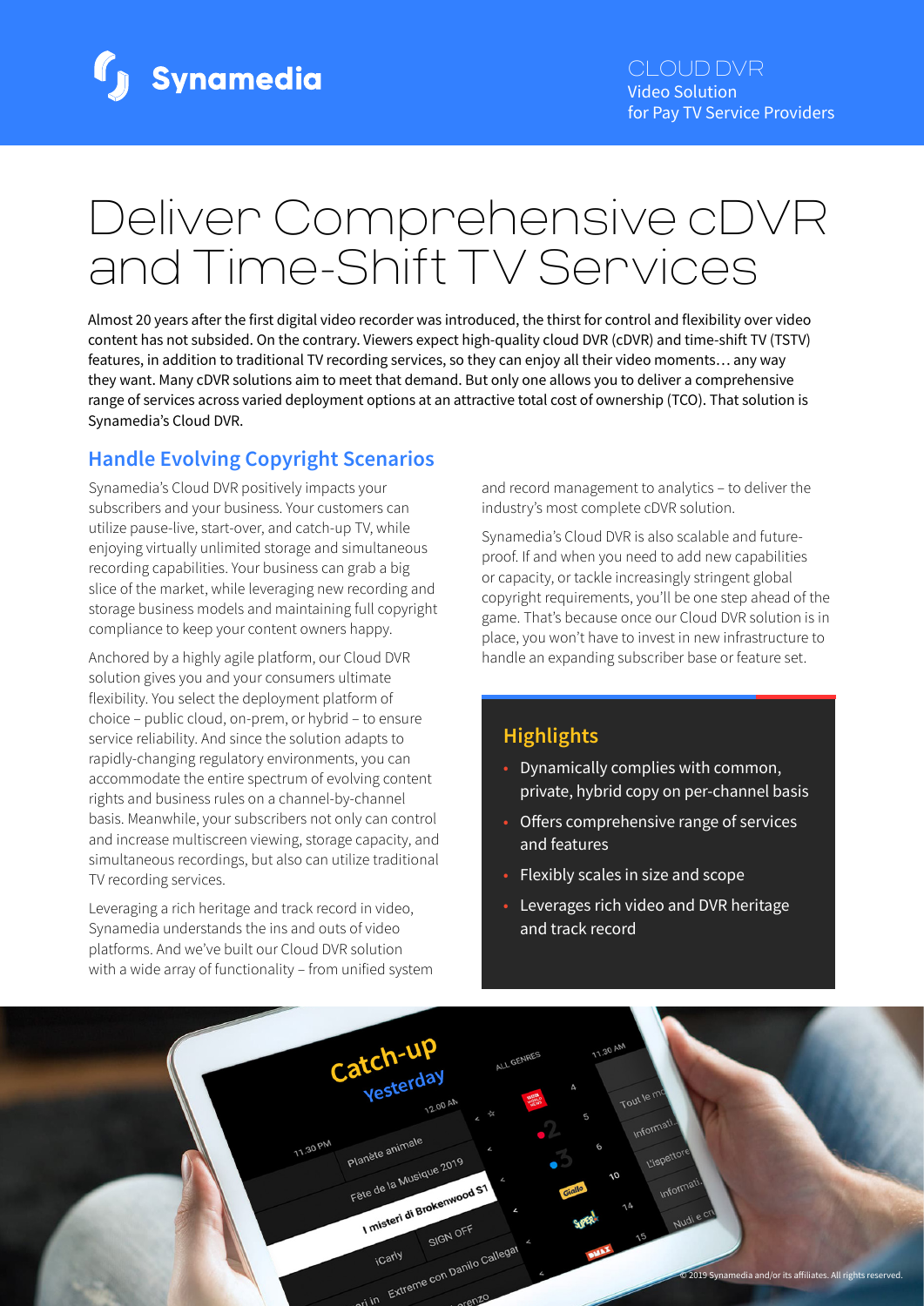Synamedia

CLOUD DVR
Video Solution
for Pay TV Service Providers

# Deliver Comprehensive cDVR and Time-Shift TV Services

Almost 20 years after the first digital video recorder was introduced, the thirst for control and flexibility over video content has not subsided. On the contrary. Viewers expect high-quality cloud DVR (cDVR) and time-shift TV (TSTV) features, in addition to traditional TV recording services, so they can enjoy all their video moments… any way they want. Many cDVR solutions aim to meet that demand. But only one allows you to deliver a comprehensive range of services across varied deployment options at an attractive total cost of ownership (TCO). That solution is Synamedia's Cloud DVR.

## Handle Evolving Copyright Scenarios

Synamedia's Cloud DVR positively impacts your subscribers and your business. Your customers can utilize pause-live, start-over, and catch-up TV, while enjoying virtually unlimited storage and simultaneous recording capabilities. Your business can grab a big slice of the market, while leveraging new recording and storage business models and maintaining full copyright compliance to keep your content owners happy.

Anchored by a highly agile platform, our Cloud DVR solution gives you and your consumers ultimate flexibility. You select the deployment platform of choice – public cloud, on-prem, or hybrid – to ensure service reliability. And since the solution adapts to rapidly-changing regulatory environments, you can accommodate the entire spectrum of evolving content rights and business rules on a channel-by-channel basis. Meanwhile, your subscribers not only can control and increase multiscreen viewing, storage capacity, and simultaneous recordings, but also can utilize traditional TV recording services.

Leveraging a rich heritage and track record in video, Synamedia understands the ins and outs of video platforms. And we've built our Cloud DVR solution with a wide array of functionality – from unified system and record management to analytics – to deliver the industry's most complete cDVR solution.

Synamedia's Cloud DVR is also scalable and future-proof. If and when you need to add new capabilities or capacity, or tackle increasingly stringent global copyright requirements, you'll be one step ahead of the game. That's because once our Cloud DVR solution is in place, you won't have to invest in new infrastructure to handle an expanding subscriber base or feature set.

### Highlights

- Dynamically complies with common, private, hybrid copy on per-channel basis
- Offers comprehensive range of services and features
- Flexibly scales in size and scope
- Leverages rich video and DVR heritage and track record

© 2019 Synamedia and/or its affiliates. All rights reserved.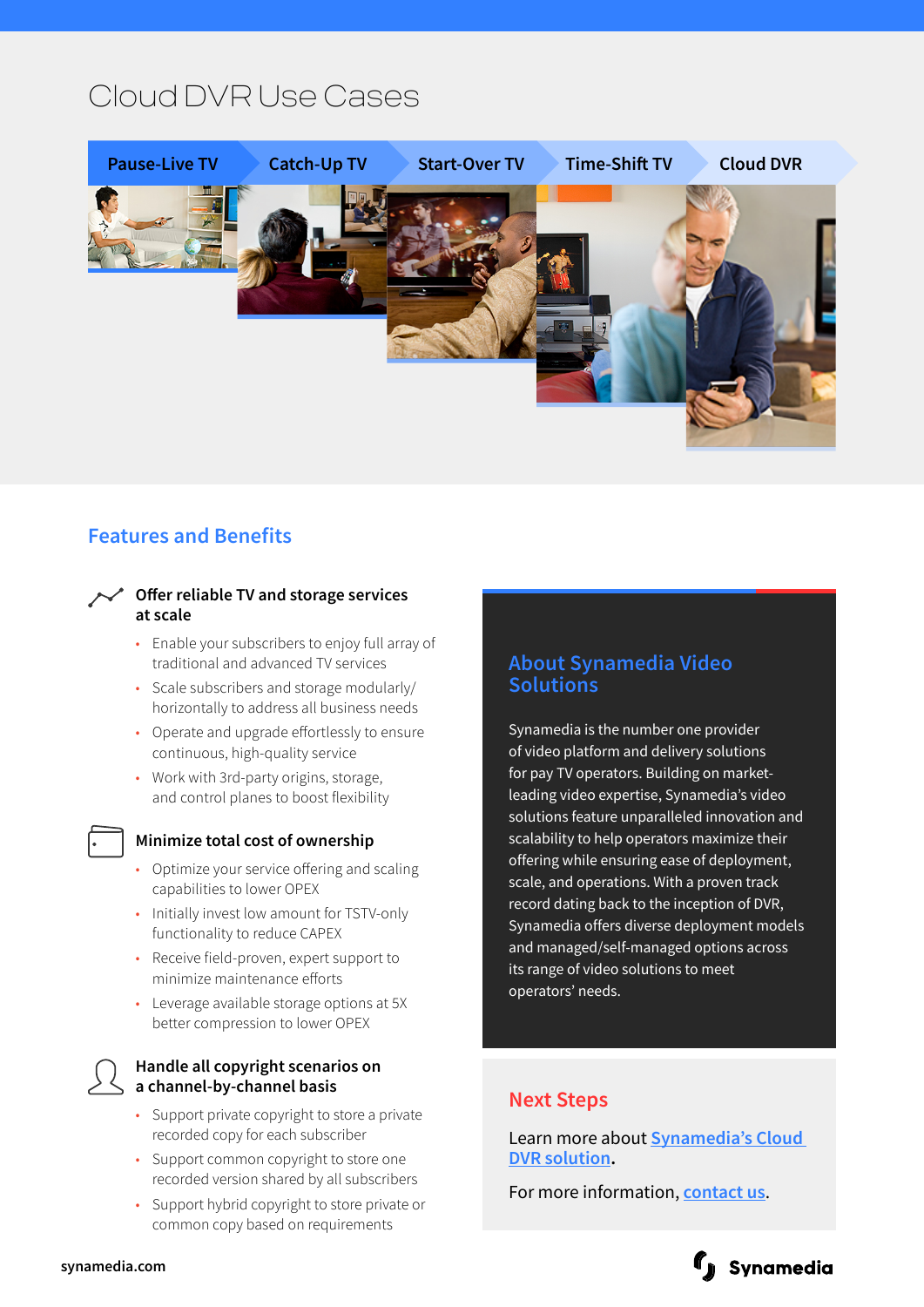# Cloud DVR Use Cases

Pause-Live TV

Catch-Up TV

Start-Over TV

Time-Shift TV

Cloud DVR

## Features and Benefits

### Offer reliable TV and storage services at scale

- Enable your subscribers to enjoy full array of traditional and advanced TV services
- Scale subscribers and storage modularly/ horizontally to address all business needs
- Operate and upgrade effortlessly to ensure continuous, high-quality service
- Work with 3rd-party origins, storage, and control planes to boost flexibility

### Minimize total cost of ownership

- Optimize your service offering and scaling capabilities to lower OPEX
- Initially invest low amount for TSTV-only functionality to reduce CAPEX
- Receive field-proven, expert support to minimize maintenance efforts
- Leverage available storage options at 5X better compression to lower OPEX

### Handle all copyright scenarios on a channel-by-channel basis

- Support private copyright to store a private recorded copy for each subscriber
- Support common copyright to store one recorded version shared by all subscribers
- Support hybrid copyright to store private or common copy based on requirements

## About Synamedia Video Solutions

Synamedia is the number one provider of video platform and delivery solutions for pay TV operators. Building on market-leading video expertise, Synamedia's video solutions feature unparalleled innovation and scalability to help operators maximize their offering while ensuring ease of deployment, scale, and operations. With a proven track record dating back to the inception of DVR, Synamedia offers diverse deployment models and managed/self-managed options across its range of video solutions to meet operators' needs.

## Next Steps

Learn more about Synamedia's Cloud DVR solution.

For more information, contact us.

synamedia.com

Synamedia